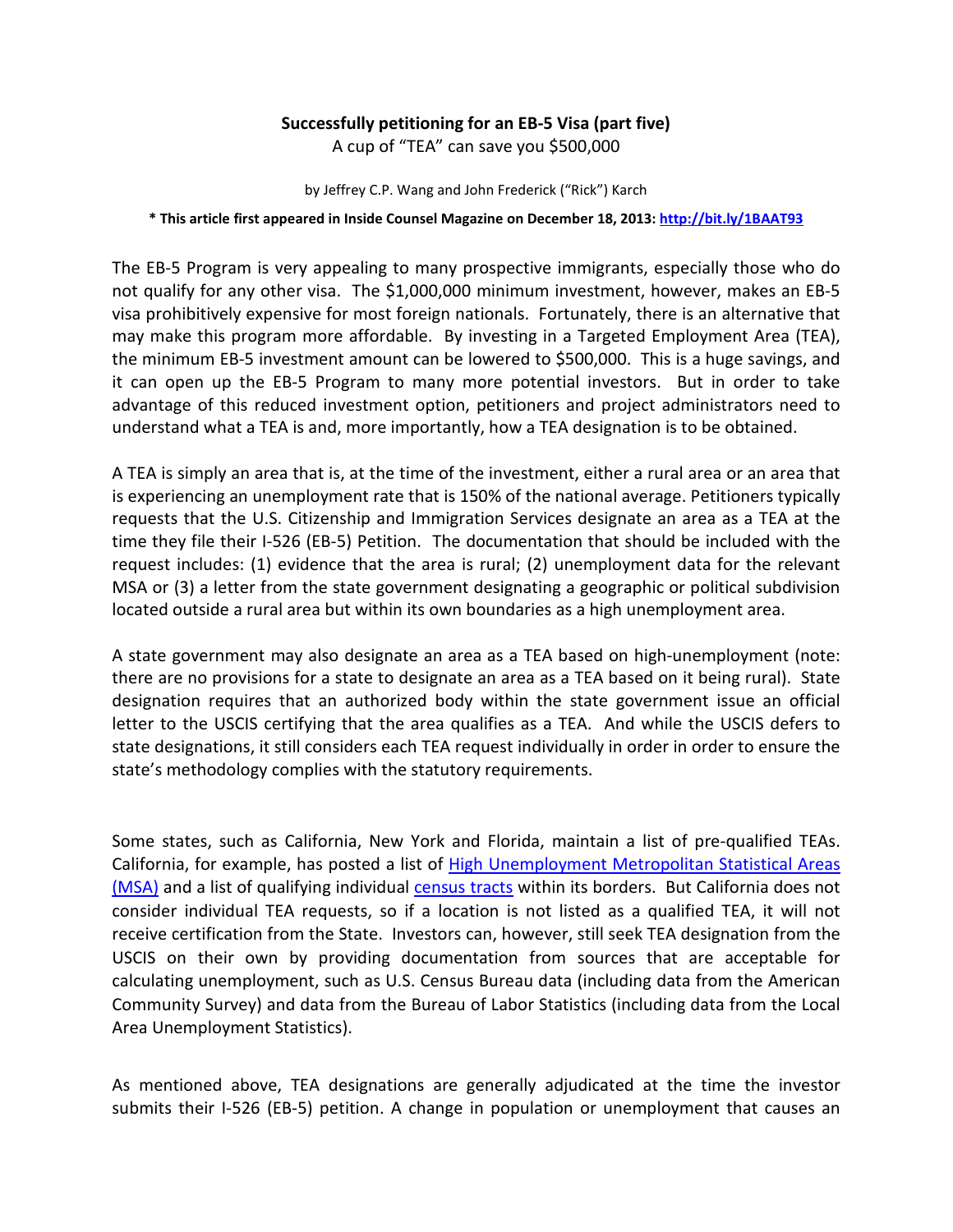# Successfully petitioning for an EB-5 Visa (part five)

A cup of "TEA" can save you $500,000

by Jeffrey C.P. Wang and John Frederick ("Rick") Karch

**\* This article first appeared in Inside Counsel Magazine on December 18, 2013: [http://bit.ly/1BAAT93](http://bit.ly/1BAAT93)**

The EB-5 Program is very appealing to many prospective immigrants, especially those who do not qualify for any other visa. The $1,000,000 minimum investment, however, makes an EB-5 visa prohibitively expensive for most foreign nationals. Fortunately, there is an alternative that may make this program more affordable. By investing in a Targeted Employment Area (TEA), the minimum EB-5 investment amount can be lowered to $500,000. This is a huge savings, and it can open up the EB-5 Program to many more potential investors. But in order to take advantage of this reduced investment option, petitioners and project administrators need to understand what a TEA is and, more importantly, how a TEA designation is to be obtained.

A TEA is simply an area that is, at the time of the investment, either a rural area or an area that is experiencing an unemployment rate that is 150% of the national average. Petitioners typically requests that the U.S. Citizenship and Immigration Services designate an area as a TEA at the time they file their I-526 (EB-5) Petition. The documentation that should be included with the request includes: (1) evidence that the area is rural; (2) unemployment data for the relevant MSA or (3) a letter from the state government designating a geographic or political subdivision located outside a rural area but within its own boundaries as a high unemployment area.

A state government may also designate an area as a TEA based on high-unemployment (note: there are no provisions for a state to designate an area as a TEA based on it being rural). State designation requires that an authorized body within the state government issue an official letter to the USCIS certifying that the area qualifies as a TEA. And while the USCIS defers to state designations, it still considers each TEA request individually in order in order to ensure the state's methodology complies with the statutory requirements.

Some states, such as California, New York and Florida, maintain a list of pre-qualified TEAs. California, for example, has posted a list of High Unemployment Metropolitan Statistical Areas (MSA) and a list of qualifying individual census tracts within its borders. But California does not consider individual TEA requests, so if a location is not listed as a qualified TEA, it will not receive certification from the State. Investors can, however, still seek TEA designation from the USCIS on their own by providing documentation from sources that are acceptable for calculating unemployment, such as U.S. Census Bureau data (including data from the American Community Survey) and data from the Bureau of Labor Statistics (including data from the Local Area Unemployment Statistics).

As mentioned above, TEA designations are generally adjudicated at the time the investor submits their I-526 (EB-5) petition. A change in population or unemployment that causes an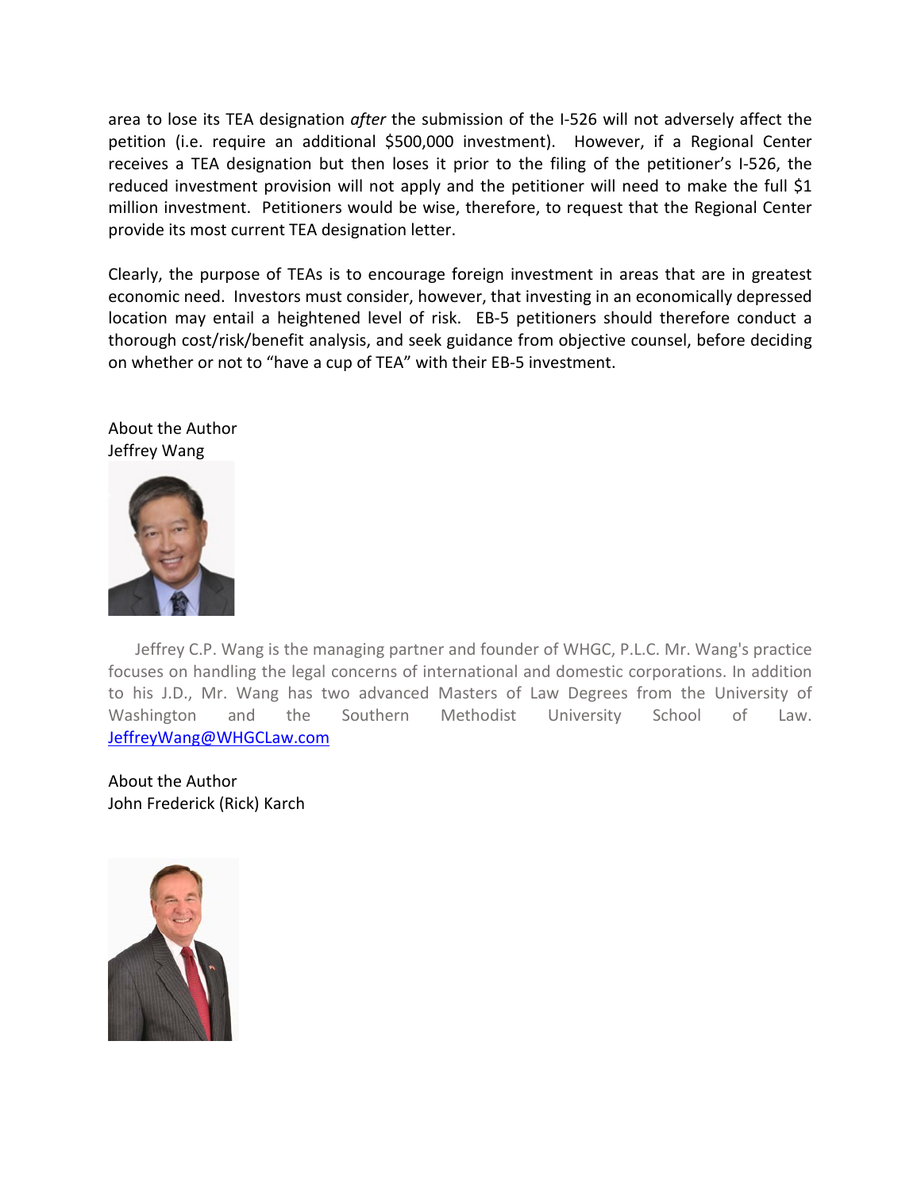area to lose its TEA designation *after* the submission of the I-526 will not adversely affect the petition (i.e. require an additional $500,000 investment). However, if a Regional Center receives a TEA designation but then loses it prior to the filing of the petitioner's I-526, the reduced investment provision will not apply and the petitioner will need to make the full $1 million investment. Petitioners would be wise, therefore, to request that the Regional Center provide its most current TEA designation letter.

Clearly, the purpose of TEAs is to encourage foreign investment in areas that are in greatest economic need. Investors must consider, however, that investing in an economically depressed location may entail a heightened level of risk. EB-5 petitioners should therefore conduct a thorough cost/risk/benefit analysis, and seek guidance from objective counsel, before deciding on whether or not to "have a cup of TEA" with their EB-5 investment.

About the Author
Jeffrey Wang

Jeffrey C.P. Wang is the managing partner and founder of WHGC, P.L.C. Mr. Wang's practice focuses on handling the legal concerns of international and domestic corporations. In addition to his J.D., Mr. Wang has two advanced Masters of Law Degrees from the University of Washington and the Southern Methodist University School of Law. [JeffreyWang@WHGCLaw.com](mailto:JeffreyWang@WHGCLaw.com)

About the Author
John Frederick (Rick) Karch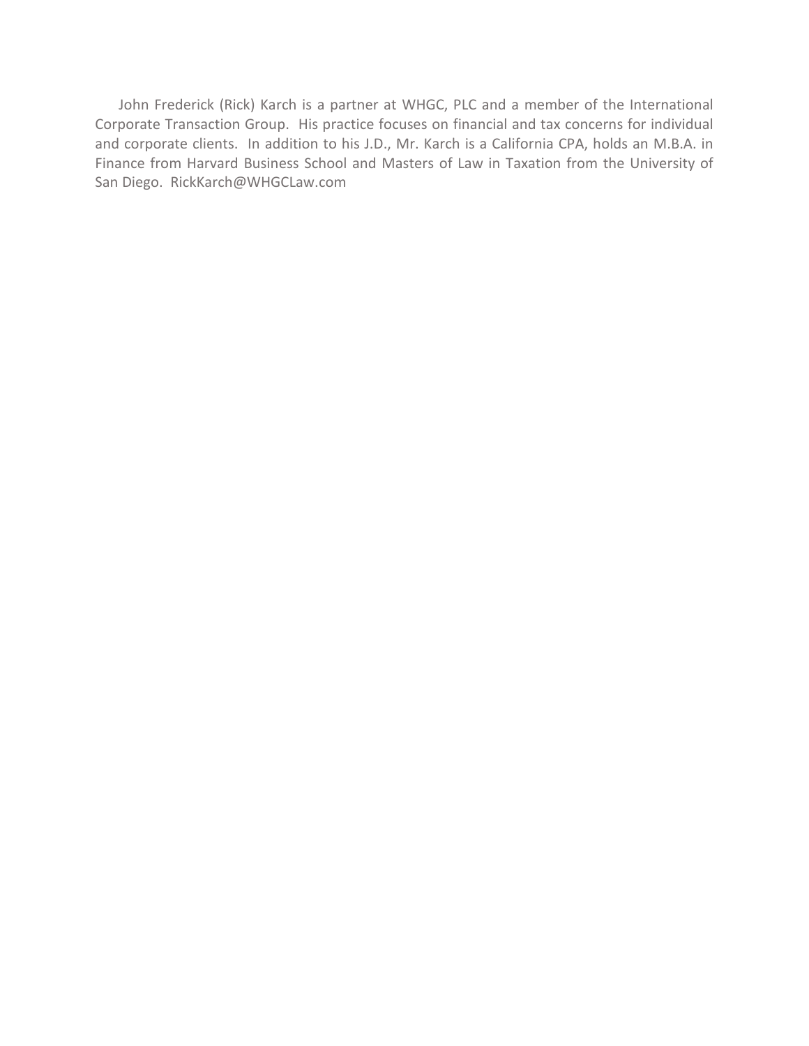John Frederick (Rick) Karch is a partner at WHGC, PLC and a member of the International Corporate Transaction Group. His practice focuses on financial and tax concerns for individual and corporate clients. In addition to his J.D., Mr. Karch is a California CPA, holds an M.B.A. in Finance from Harvard Business School and Masters of Law in Taxation from the University of San Diego. RickKarch@WHGCLaw.com